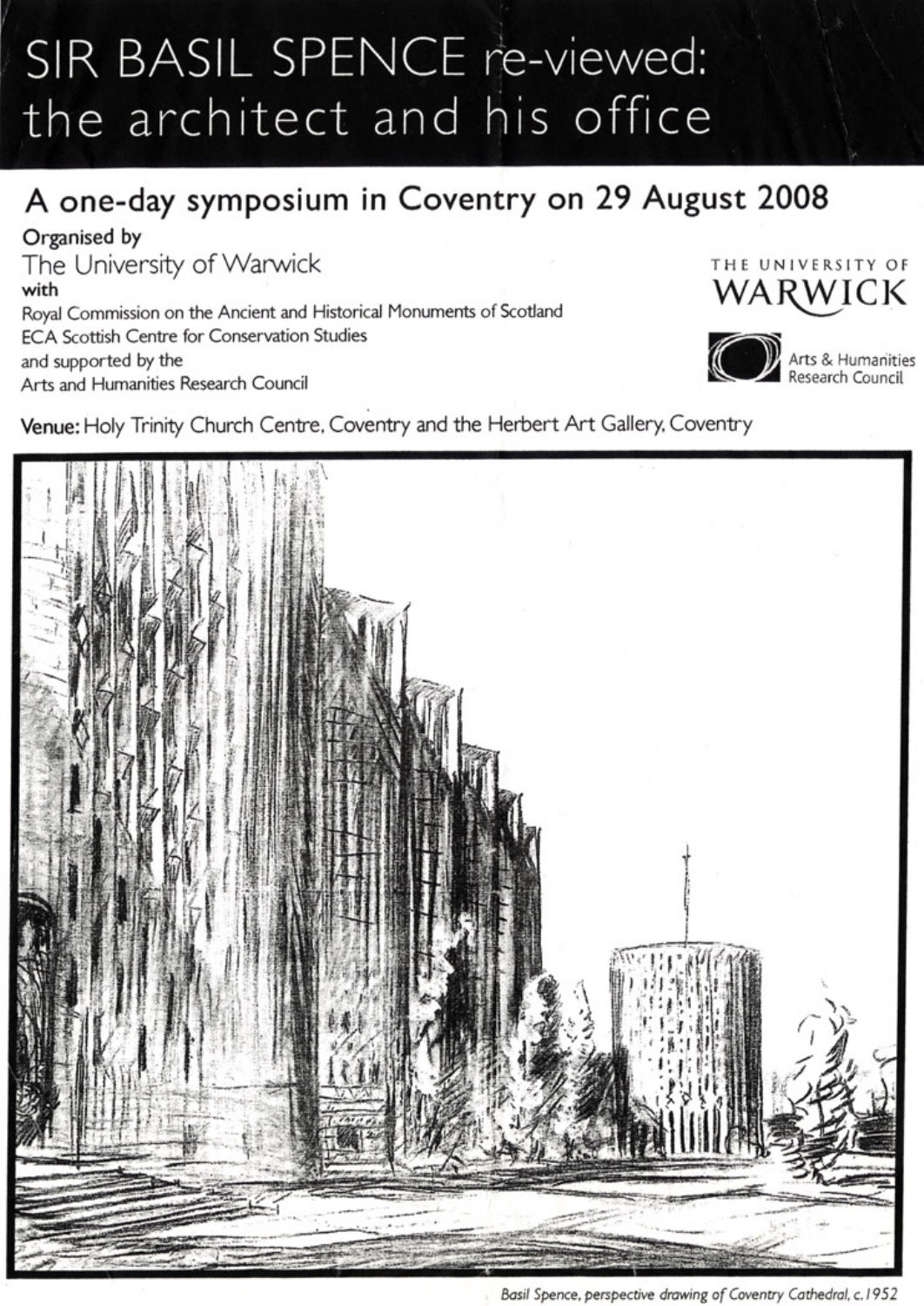# SIR BASIL SPENCE re-viewed: the architect and his office

## A one-day symposium in Coventry on 29 August 2008

**Organised by**

The University of Warwick

**with**

Royal Commission on the Ancient and Historical Monuments of Scotland

ECA Scottish Centre for Conservation Studies

and supported by the

Arts and Humanities Research Council

THE UNIVERSITY OF WARWICK

Arts & Humanities Research Council

**Venue:** Holy Trinity Church Centre, Coventry and the Herbert Art Gallery, Coventry

*Basil Spence, perspective drawing of Coventry Cathedral, c.1952*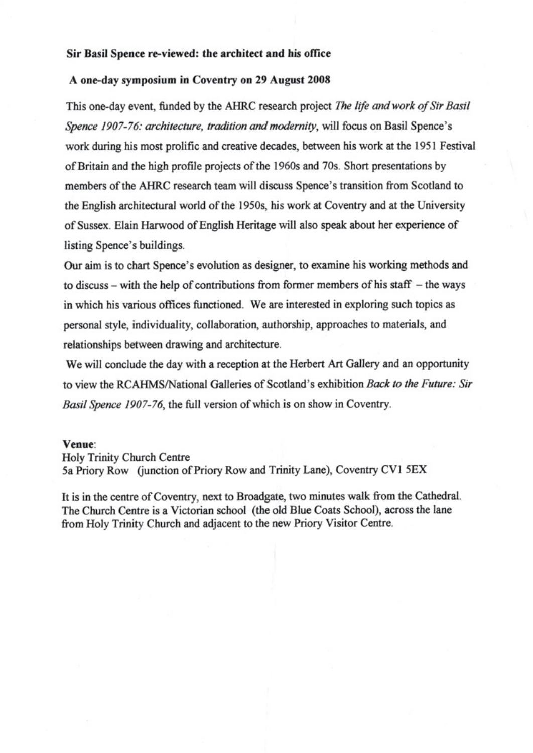**Sir Basil Spence re-viewed: the architect and his office**

**A one-day symposium in Coventry on 29 August 2008**

This one-day event, funded by the AHRC research project *The life and work of Sir Basil Spence 1907-76: architecture, tradition and modernity*, will focus on Basil Spence's work during his most prolific and creative decades, between his work at the 1951 Festival of Britain and the high profile projects of the 1960s and 70s. Short presentations by members of the AHRC research team will discuss Spence's transition from Scotland to the English architectural world of the 1950s, his work at Coventry and at the University of Sussex. Elain Harwood of English Heritage will also speak about her experience of listing Spence's buildings.

Our aim is to chart Spence's evolution as designer, to examine his working methods and to discuss – with the help of contributions from former members of his staff – the ways in which his various offices functioned. We are interested in exploring such topics as personal style, individuality, collaboration, authorship, approaches to materials, and relationships between drawing and architecture.

We will conclude the day with a reception at the Herbert Art Gallery and an opportunity to view the RCAHMS/National Galleries of Scotland's exhibition *Back to the Future: Sir Basil Spence 1907-76*, the full version of which is on show in Coventry.

**Venue**:
Holy Trinity Church Centre
5a Priory Row (junction of Priory Row and Trinity Lane), Coventry CV1 5EX

It is in the centre of Coventry, next to Broadgate, two minutes walk from the Cathedral. The Church Centre is a Victorian school (the old Blue Coats School), across the lane from Holy Trinity Church and adjacent to the new Priory Visitor Centre.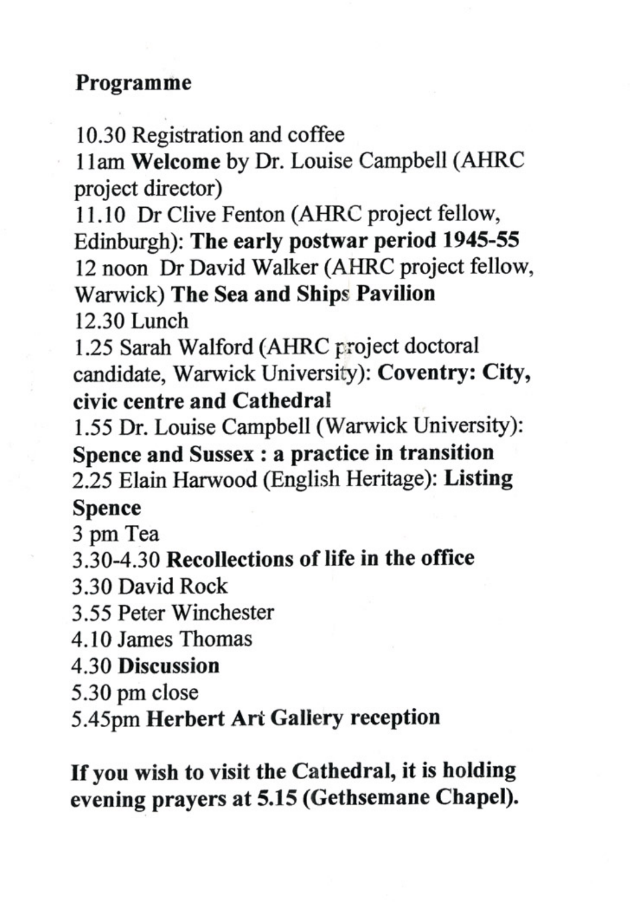## Programme

10.30 Registration and coffee  
11am **Welcome** by Dr. Louise Campbell (AHRC project director)  
11.10 Dr Clive Fenton (AHRC project fellow, Edinburgh): **The early postwar period 1945-55**  
12 noon Dr David Walker (AHRC project fellow, Warwick) **The Sea and Ships Pavilion**  
12.30 Lunch  
1.25 Sarah Walford (AHRC project doctoral candidate, Warwick University): **Coventry: City, civic centre and Cathedral**  
1.55 Dr. Louise Campbell (Warwick University): **Spence and Sussex : a practice in transition**  
2.25 Elain Harwood (English Heritage): **Listing Spence**  
3 pm Tea  
3.30-4.30 **Recollections of life in the office**  
3.30 David Rock  
3.55 Peter Winchester  
4.10 James Thomas  
4.30 **Discussion**  
5.30 pm close  
5.45pm **Herbert Art Gallery reception**

**If you wish to visit the Cathedral, it is holding evening prayers at 5.15 (Gethsemane Chapel).**